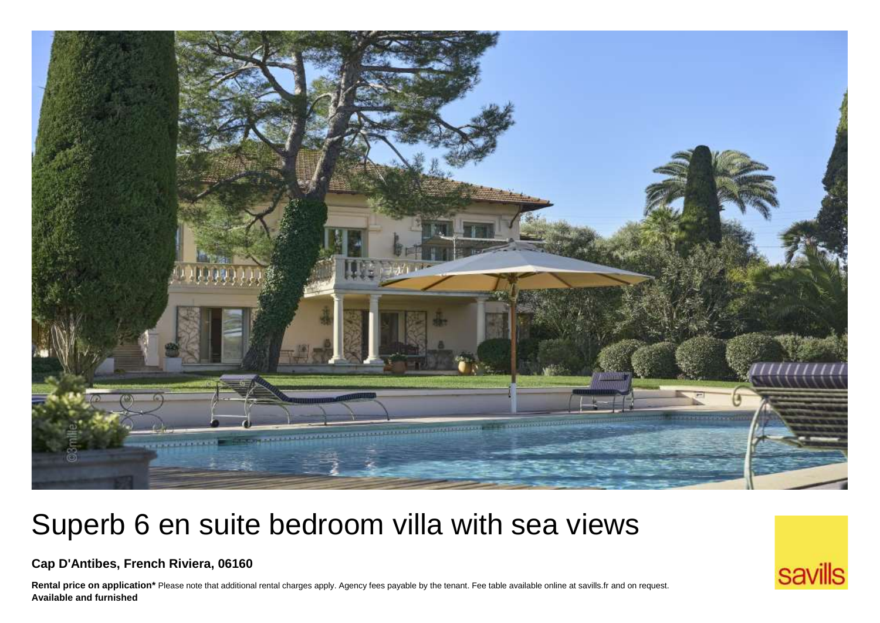# Superb 6 en suite bedroom villa with sea views

**Cap D'Antibes, French Riviera, 06160**

**Rental price on application*** Please note that additional rental charges apply. Agency fees payable by the tenant. Fee table available online at savills.fr and on request.
**Available and furnished**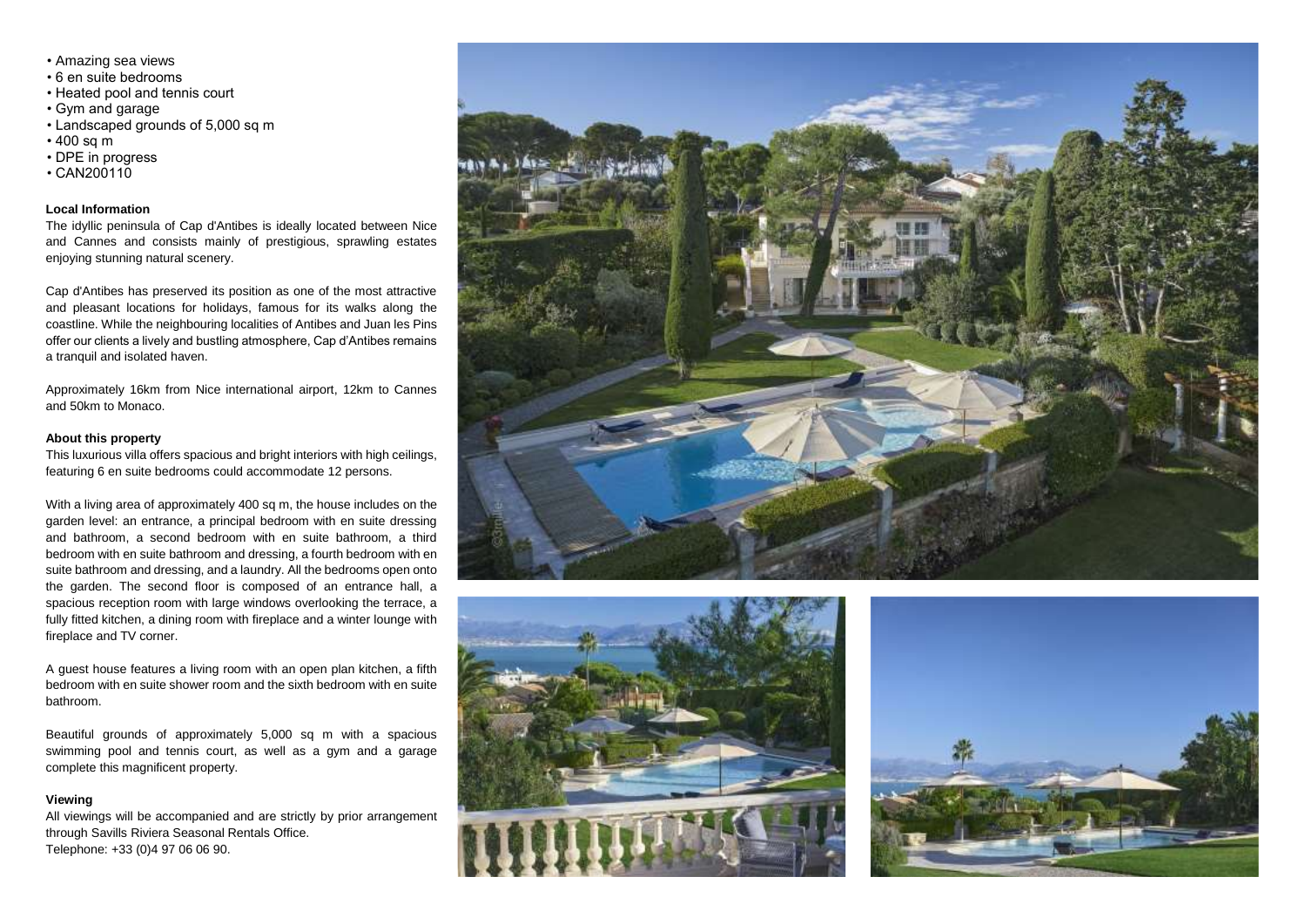- Amazing sea views
- 6 en suite bedrooms
- Heated pool and tennis court
- Gym and garage
- Landscaped grounds of 5,000 sq m
- 400 sq m
- DPE in progress
- CAN200110

**Local Information**

The idyllic peninsula of Cap d'Antibes is ideally located between Nice and Cannes and consists mainly of prestigious, sprawling estates enjoying stunning natural scenery.

Cap d'Antibes has preserved its position as one of the most attractive and pleasant locations for holidays, famous for its walks along the coastline. While the neighbouring localities of Antibes and Juan les Pins offer our clients a lively and bustling atmosphere, Cap d'Antibes remains a tranquil and isolated haven.

Approximately 16km from Nice international airport, 12km to Cannes and 50km to Monaco.

**About this property**

This luxurious villa offers spacious and bright interiors with high ceilings, featuring 6 en suite bedrooms could accommodate 12 persons.

With a living area of approximately 400 sq m, the house includes on the garden level: an entrance, a principal bedroom with en suite dressing and bathroom, a second bedroom with en suite bathroom, a third bedroom with en suite bathroom and dressing, a fourth bedroom with en suite bathroom and dressing, and a laundry. All the bedrooms open onto the garden. The second floor is composed of an entrance hall, a spacious reception room with large windows overlooking the terrace, a fully fitted kitchen, a dining room with fireplace and a winter lounge with fireplace and TV corner.

A guest house features a living room with an open plan kitchen, a fifth bedroom with en suite shower room and the sixth bedroom with en suite bathroom.

Beautiful grounds of approximately 5,000 sq m with a spacious swimming pool and tennis court, as well as a gym and a garage complete this magnificent property.

**Viewing**

All viewings will be accompanied and are strictly by prior arrangement through Savills Riviera Seasonal Rentals Office.
Telephone: +33 (0)4 97 06 06 90.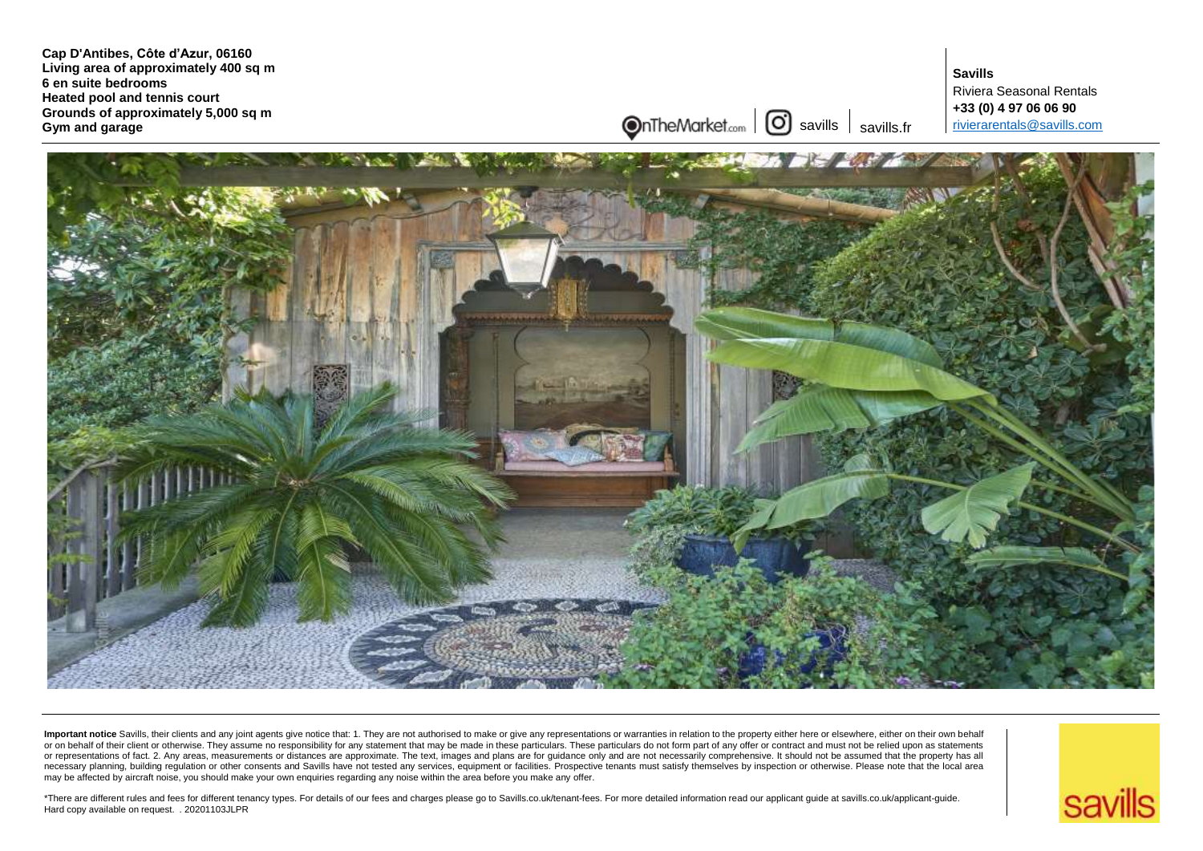**Cap D'Antibes, Côte d'Azur, 06160**
**Living area of approximately 400 sq m**
**6 en suite bedrooms**
**Heated pool and tennis court**
**Grounds of approximately 5,000 sq m**
**Gym and garage**

OnTheMarket.com | savills | savills.fr

**Savills**
Riviera Seasonal Rentals
**+33 (0) 4 97 06 06 90**
rivierarentals@savills.com

**Important notice** Savills, their clients and any joint agents give notice that: 1. They are not authorised to make or give any representations or warranties in relation to the property either here or elsewhere, either on their own behalf or on behalf of their client or otherwise. They assume no responsibility for any statement that may be made in these particulars. These particulars do not form part of any offer or contract and must not be relied upon as statements or representations of fact. 2. Any areas, measurements or distances are approximate. The text, images and plans are for guidance only and are not necessarily comprehensive. It should not be assumed that the property has all necessary planning, building regulation or other consents and Savills have not tested any services, equipment or facilities. Prospective tenants must satisfy themselves by inspection or otherwise. Please note that the local area may be affected by aircraft noise, you should make your own enquiries regarding any noise within the area before you make any offer.

*There are different rules and fees for different tenancy types. For details of our fees and charges please go to Savills.co.uk/tenant-fees. For more detailed information read our applicant guide at savills.co.uk/applicant-guide. Hard copy available on request. . 20201103JLPR

savills